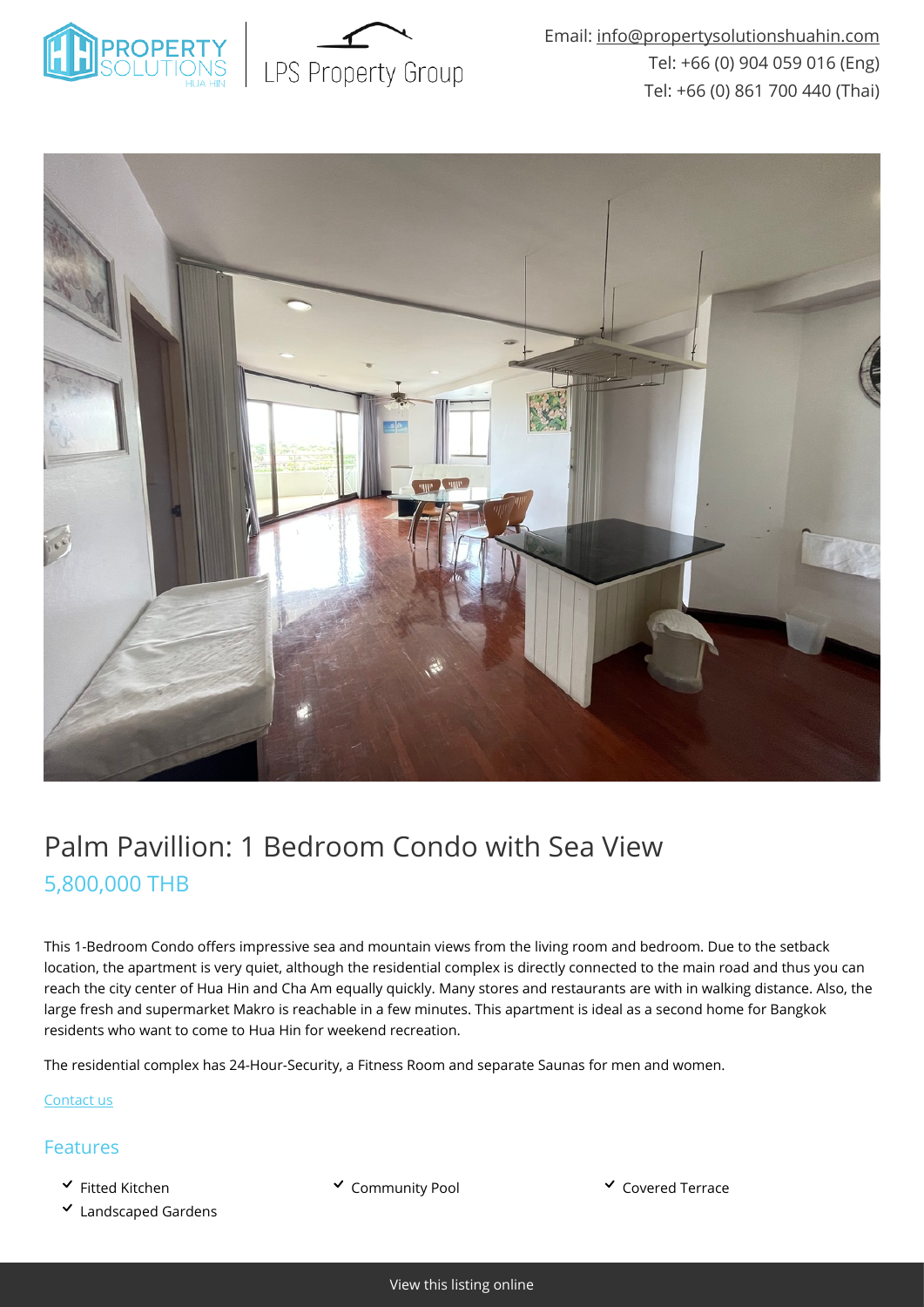Email: info@propertysolutionshuahin.com
Tel: +66 (0) 904 059 016 (Eng)
Tel: +66 (0) 861 700 440 (Thai)

# Palm Pavillion: 1 Bedroom Condo with Sea View

## 5,800,000 THB

This 1-Bedroom Condo offers impressive sea and mountain views from the living room and bedroom. Due to the setback location, the apartment is very quiet, although the residential complex is directly connected to the main road and thus you can reach the city center of Hua Hin and Cha Am equally quickly. Many stores and restaurants are with in walking distance. Also, the large fresh and supermarket Makro is reachable in a few minutes. This apartment is ideal as a second home for Bangkok residents who want to come to Hua Hin for weekend recreation.

The residential complex has 24-Hour-Security, a Fitness Room and separate Saunas for men and women.

Contact us

## Features

- Fitted Kitchen
- Community Pool
- Covered Terrace
- Landscaped Gardens

View this listing online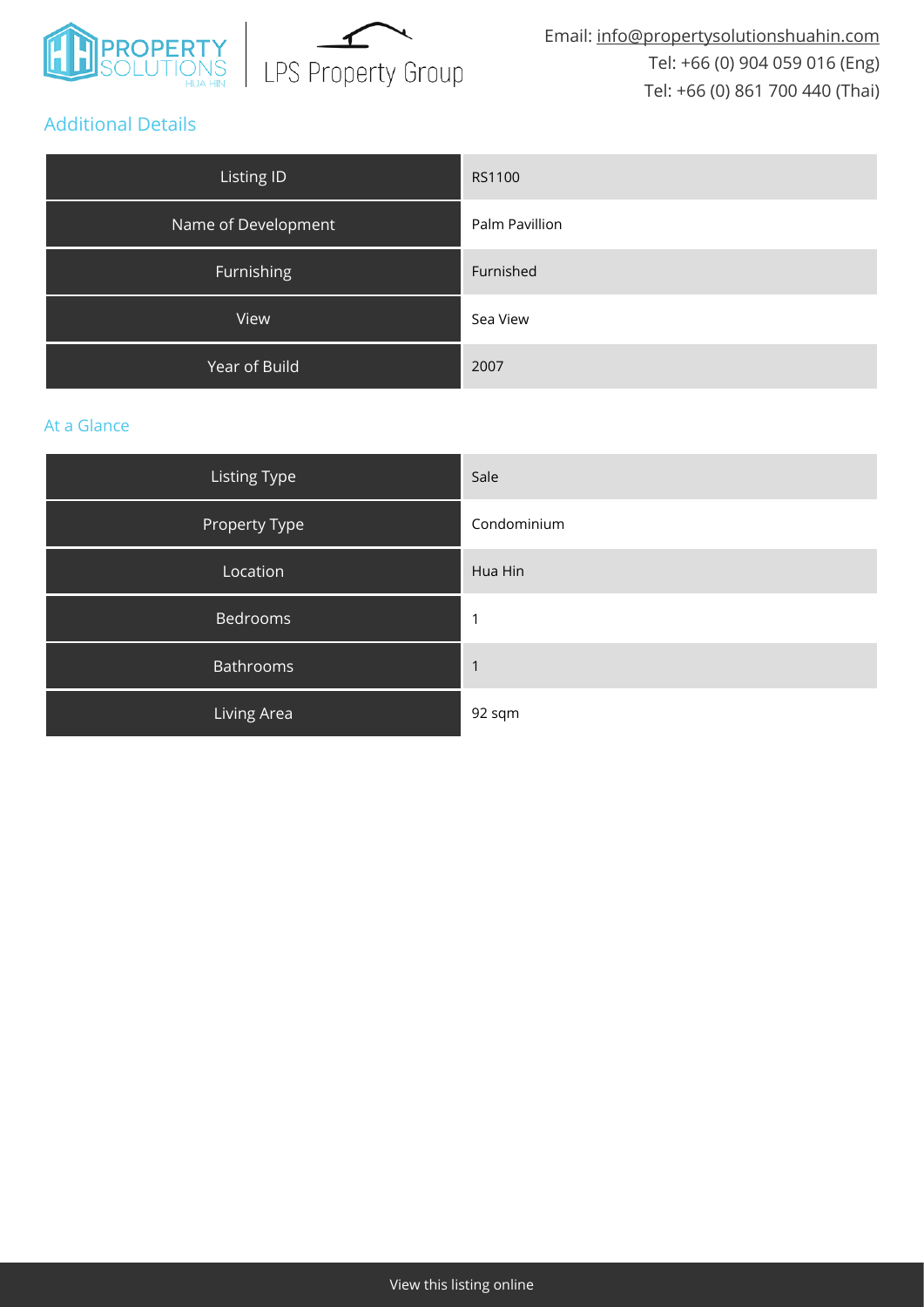Email: info@propertysolutionshuahin.com
Tel: +66 (0) 904 059 016 (Eng)
Tel: +66 (0) 861 700 440 (Thai)

## Additional Details

| | |
|---|---|
| Listing ID | RS1100 |
| Name of Development | Palm Pavillion |
| Furnishing | Furnished |
| View | Sea View |
| Year of Build | 2007 |

### At a Glance

| | |
|---|---|
| Listing Type | Sale |
| Property Type | Condominium |
| Location | Hua Hin |
| Bedrooms | 1 |
| Bathrooms | 1 |
| Living Area | 92 sqm |

View this listing online